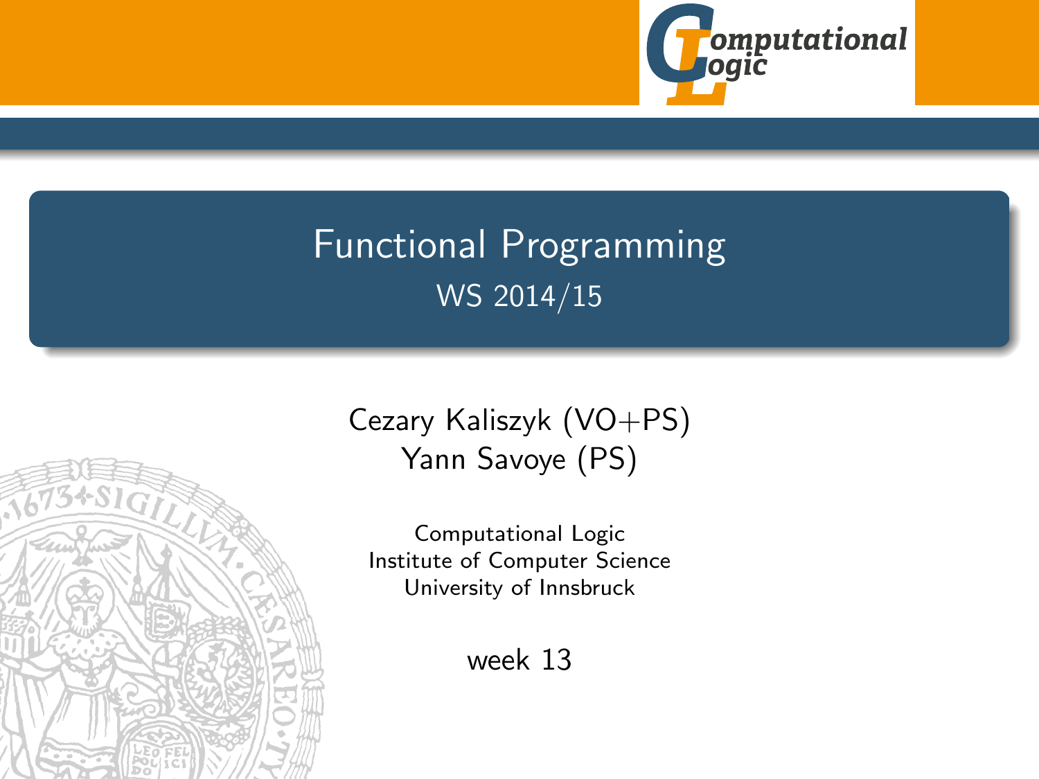# Functional Programming

WS 2014/15

Cezary Kaliszyk (VO+PS)
Yann Savoye (PS)

Computational Logic
Institute of Computer Science
University of Innsbruck

week 13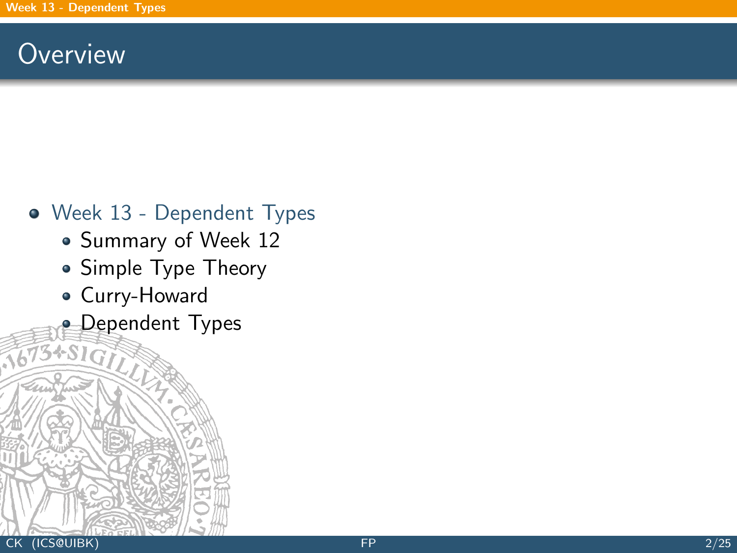# Overview

- Week 13 - Dependent Types
  - Summary of Week 12
  - Simple Type Theory
  - Curry-Howard
  - Dependent Types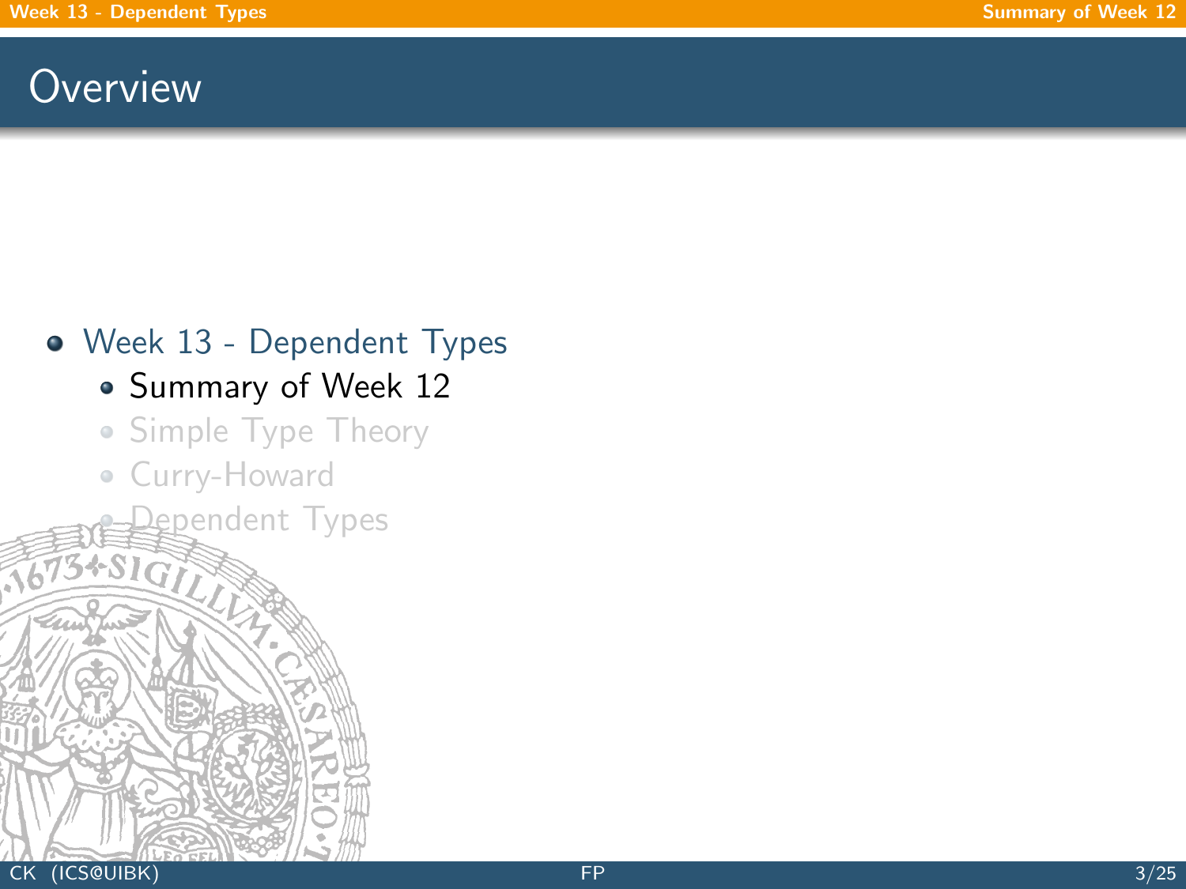# Overview

- Week 13 - Dependent Types
  - Summary of Week 12
  - Simple Type Theory
  - Curry-Howard
  - Dependent Types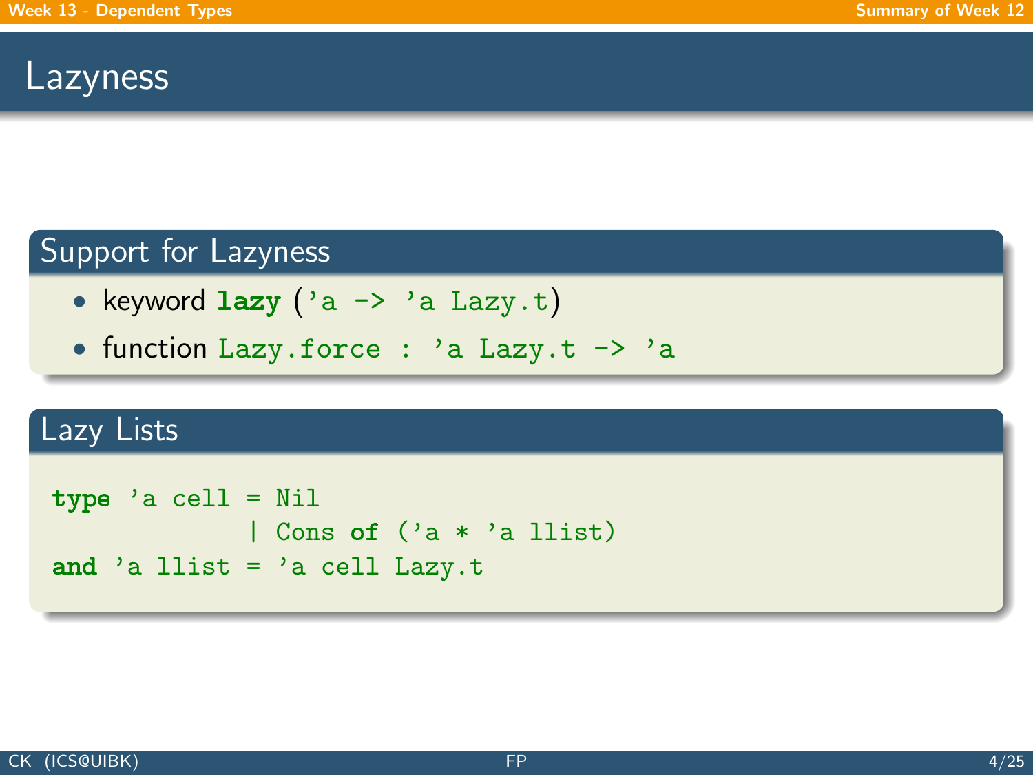# Lazyness

## Support for Lazyness

- keyword **`lazy`** (`'a -> 'a Lazy.t`)
- function `Lazy.force : 'a Lazy.t -> 'a`

## Lazy Lists

```
type 'a cell = Nil
             | Cons of ('a * 'a llist)
and 'a llist = 'a cell Lazy.t
```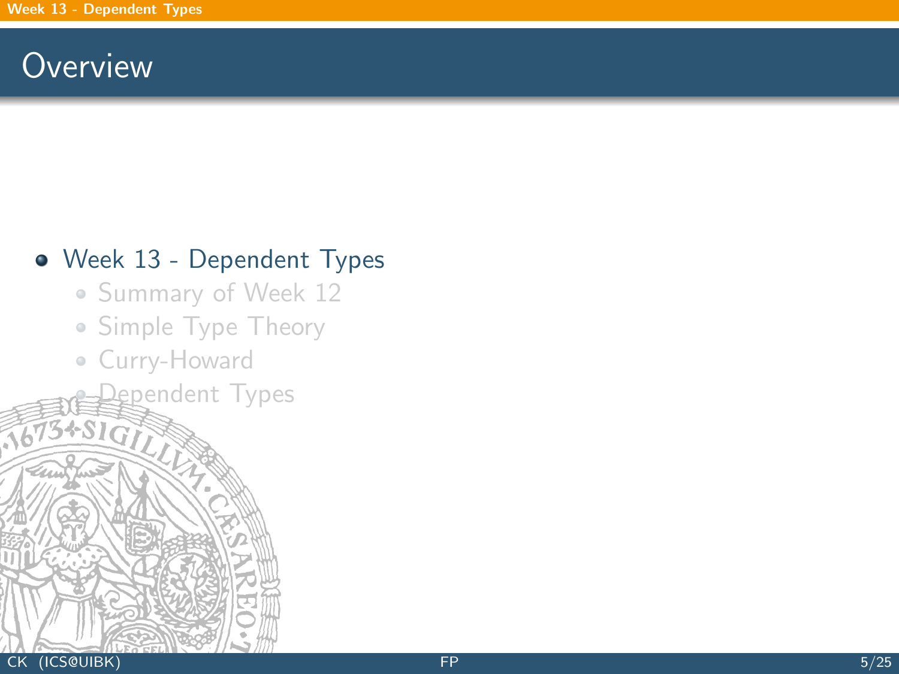# Overview

- Week 13 - Dependent Types
  - Summary of Week 12
  - Simple Type Theory
  - Curry-Howard
  - Dependent Types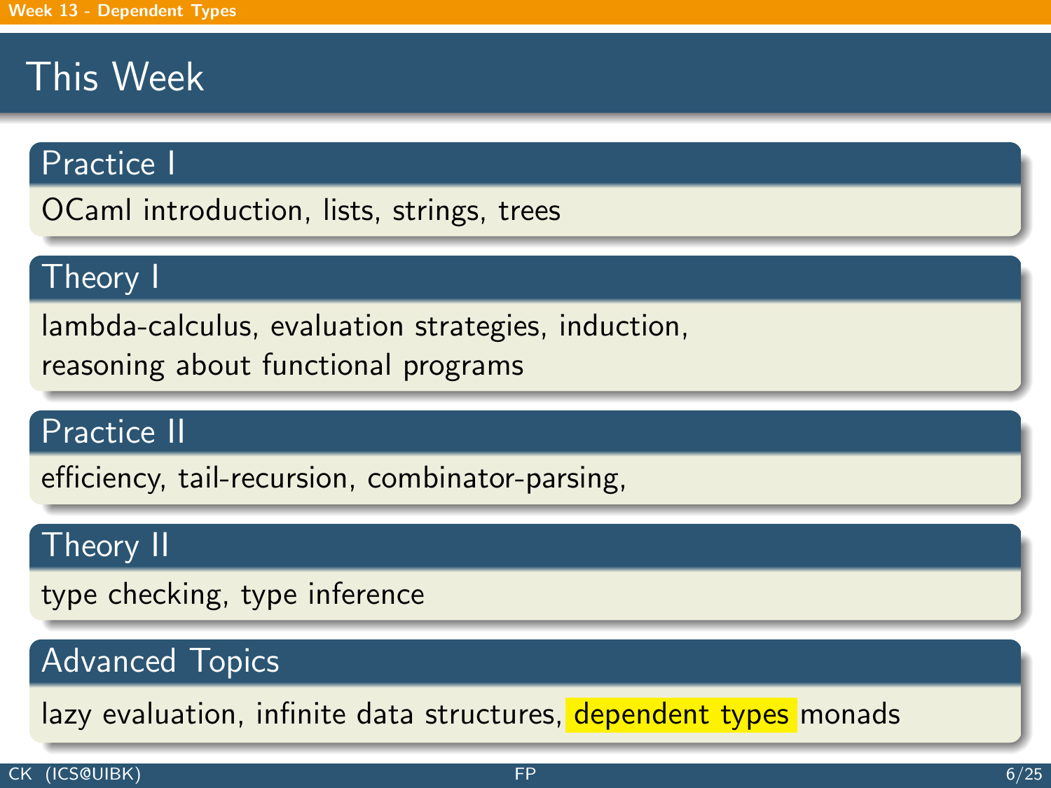# This Week

## Practice I

OCaml introduction, lists, strings, trees

## Theory I

lambda-calculus, evaluation strategies, induction,
reasoning about functional programs

## Practice II

efficiency, tail-recursion, combinator-parsing,

## Theory II

type checking, type inference

## Advanced Topics

lazy evaluation, infinite data structures, dependent types monads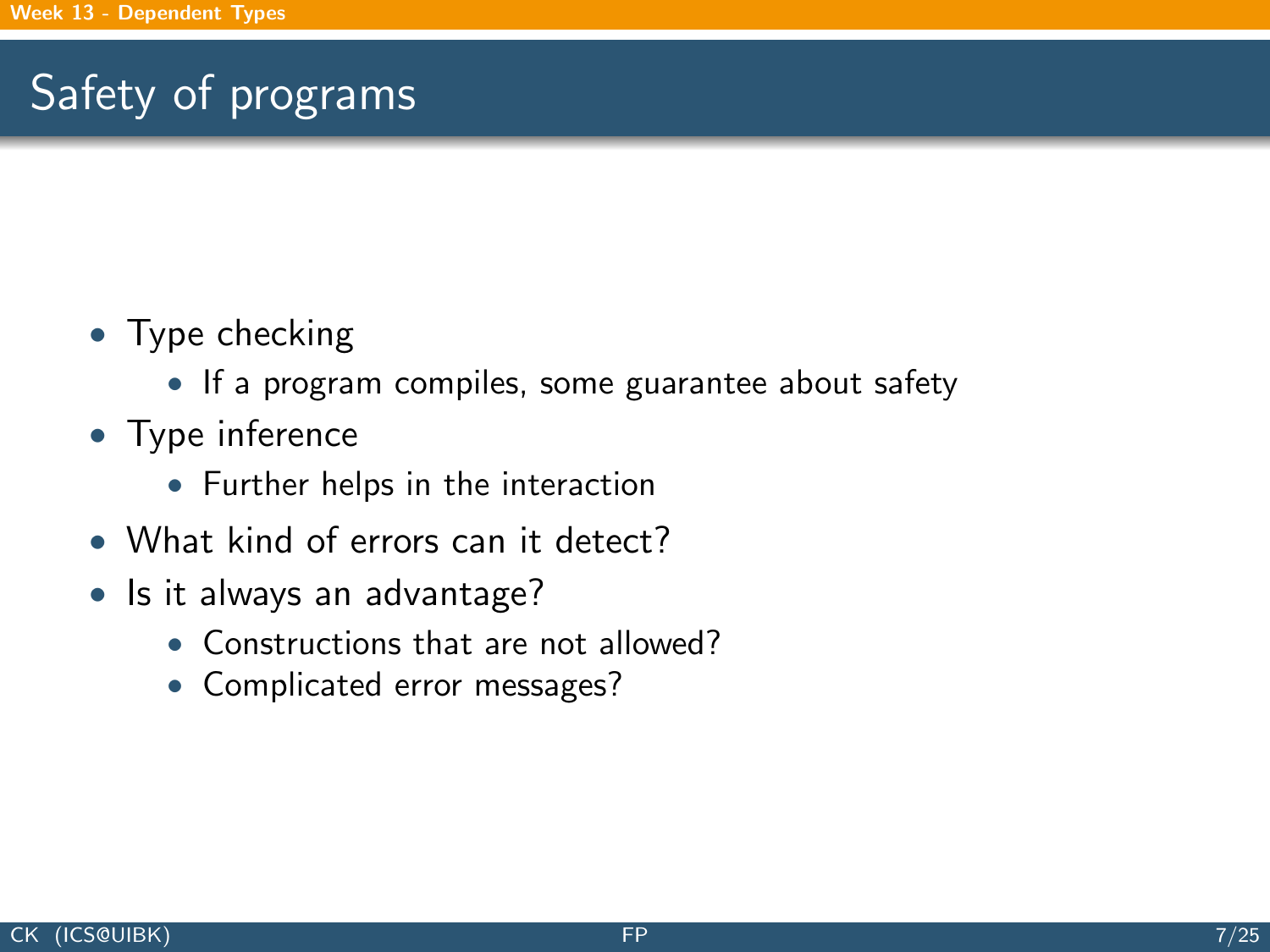# Safety of programs

- Type checking
  - If a program compiles, some guarantee about safety
- Type inference
  - Further helps in the interaction
- What kind of errors can it detect?
- Is it always an advantage?
  - Constructions that are not allowed?
  - Complicated error messages?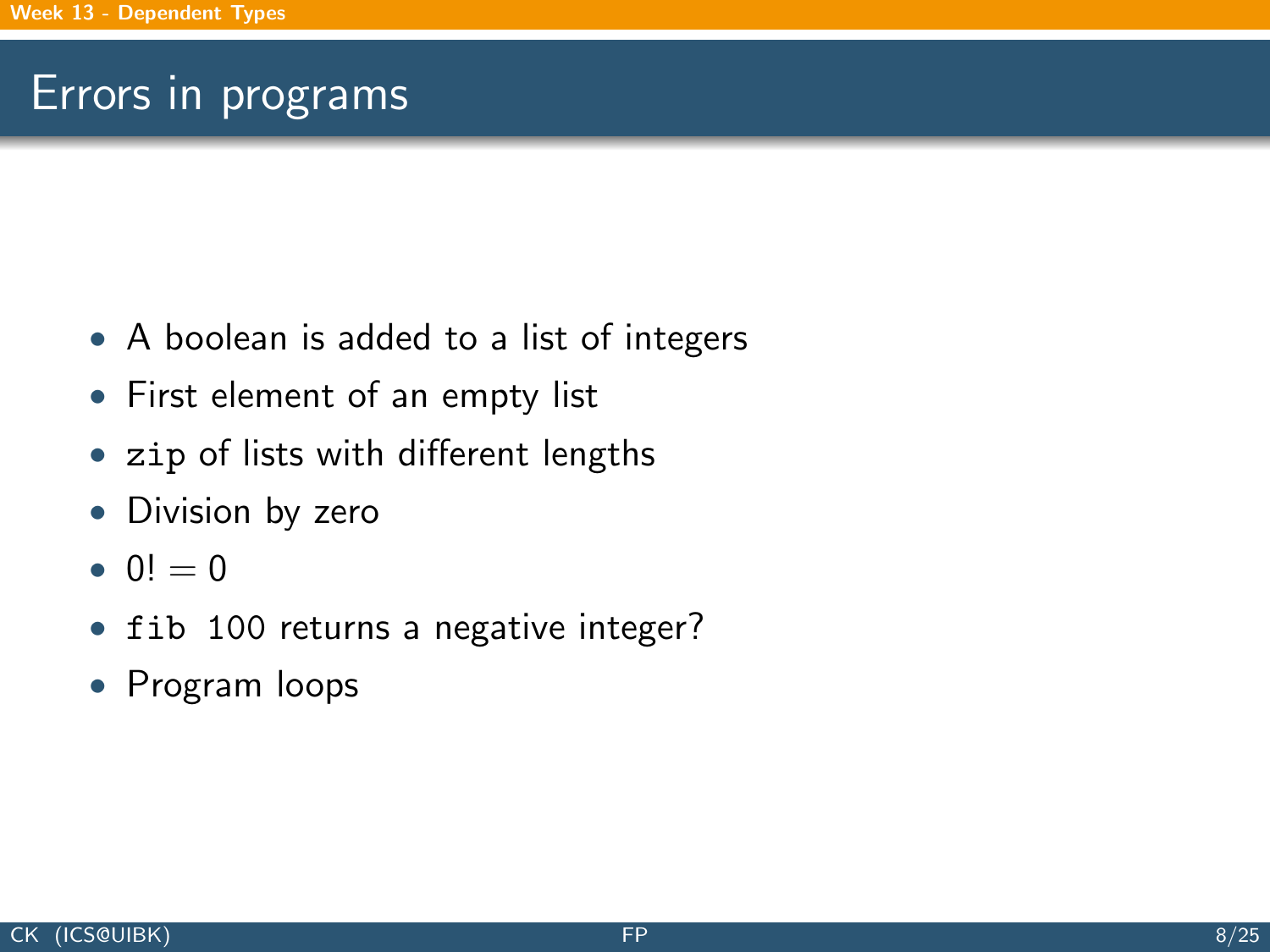# Errors in programs

- A boolean is added to a list of integers
- First element of an empty list
- `zip` of lists with different lengths
- Division by zero
- $0! = 0$
- `fib` 100 returns a negative integer?
- Program loops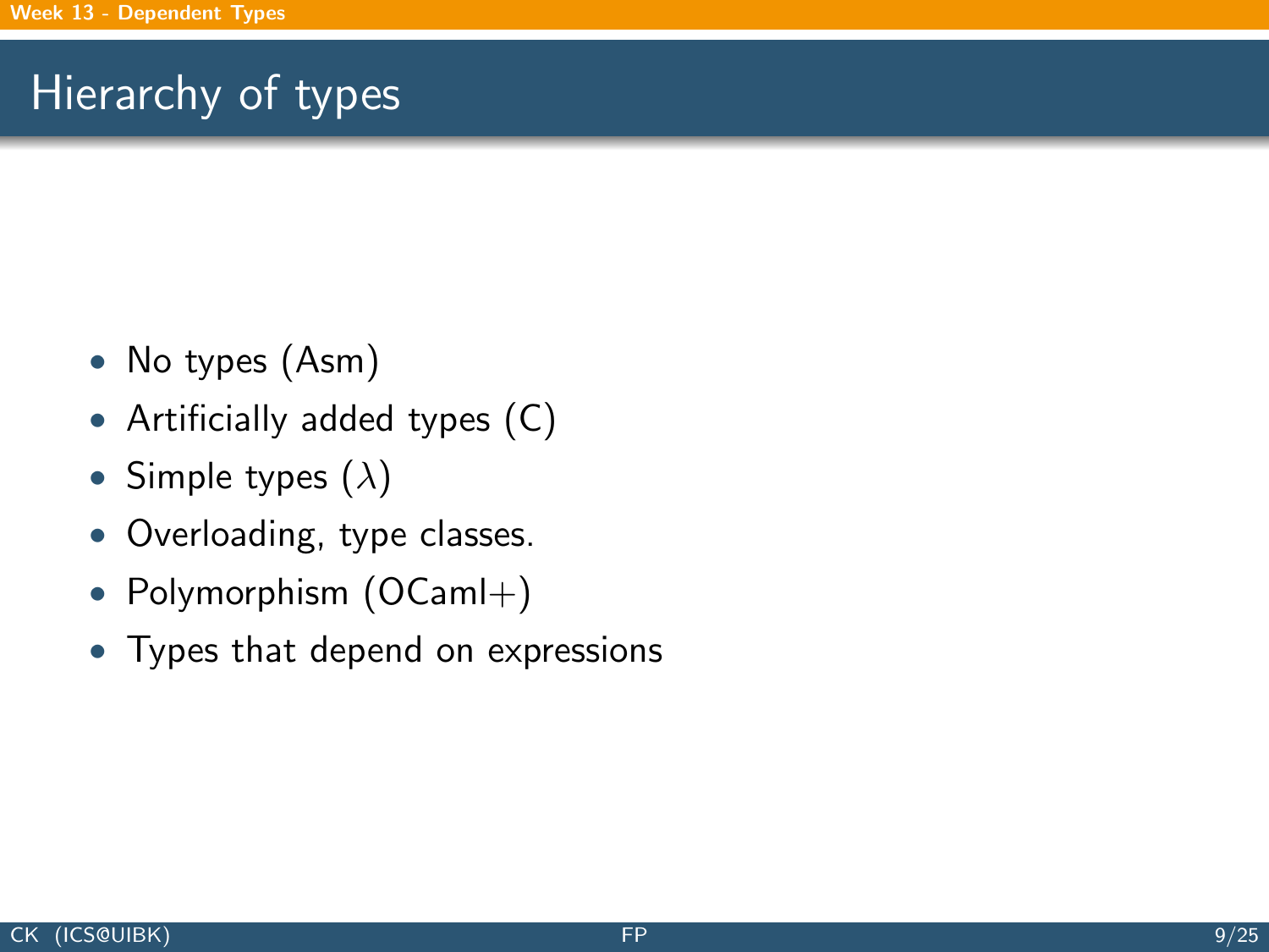# Hierarchy of types

- No types (Asm)
- Artificially added types (C)
- Simple types ($\lambda$)
- Overloading, type classes.
- Polymorphism (OCaml+)
- Types that depend on expressions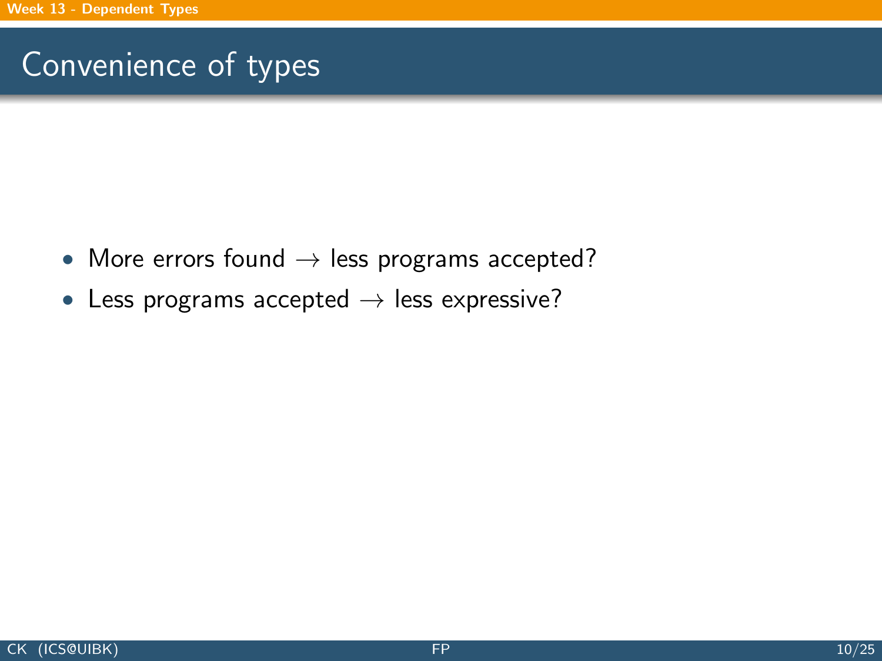# Convenience of types

- More errors found $\rightarrow$ less programs accepted?
- Less programs accepted $\rightarrow$ less expressive?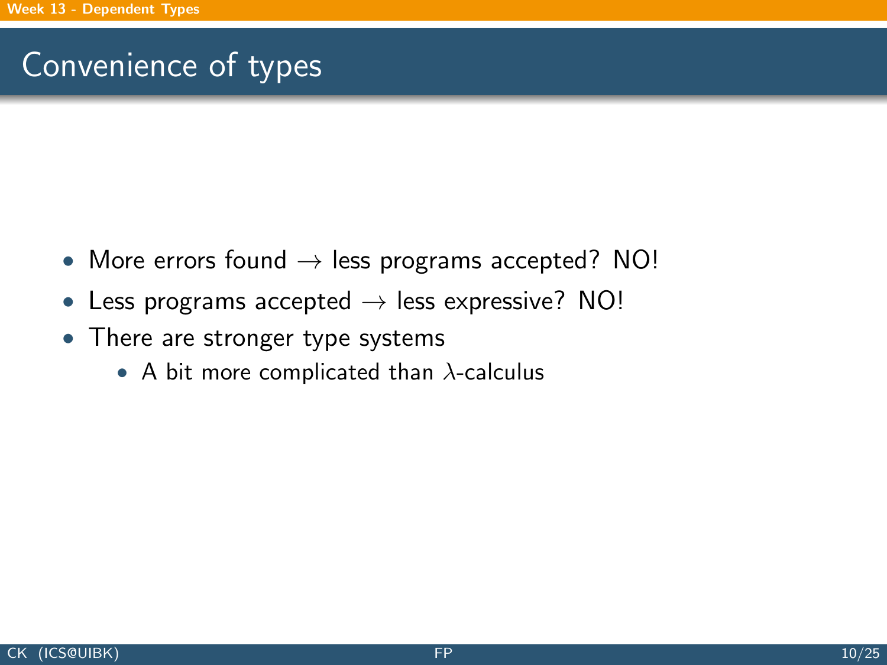# Convenience of types

- More errors found $\rightarrow$ less programs accepted? NO!
- Less programs accepted $\rightarrow$ less expressive? NO!
- There are stronger type systems
  - A bit more complicated than $\lambda$-calculus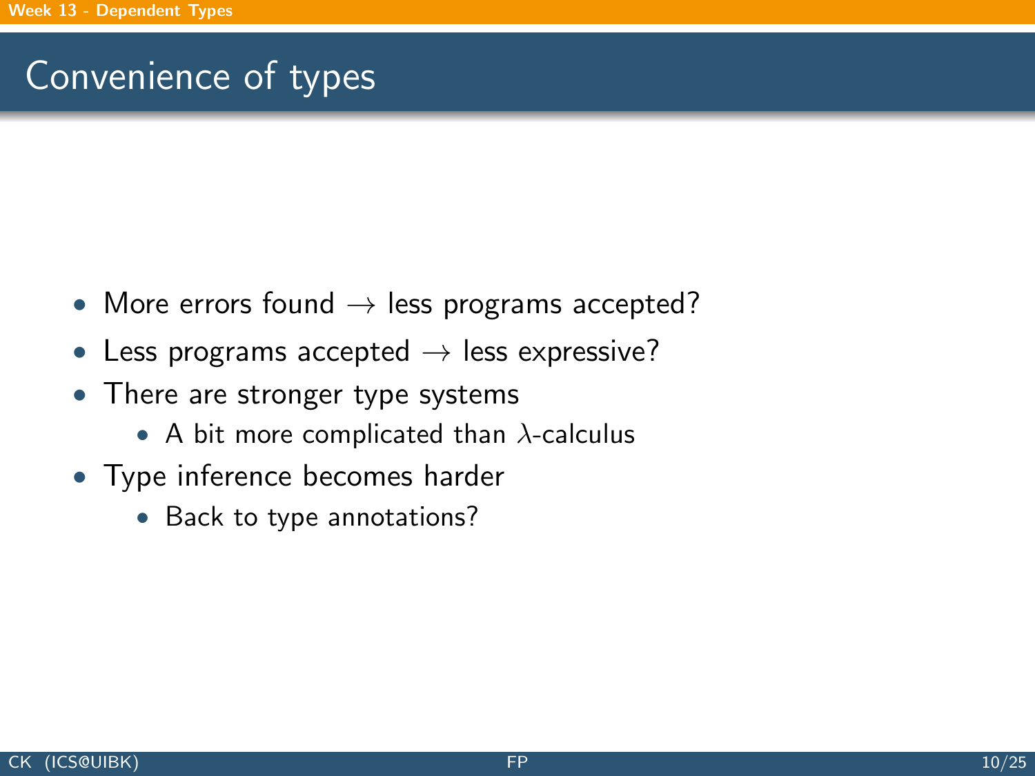# Convenience of types

- More errors found $\rightarrow$ less programs accepted?
- Less programs accepted $\rightarrow$ less expressive?
- There are stronger type systems
  - A bit more complicated than $\lambda$-calculus
- Type inference becomes harder
  - Back to type annotations?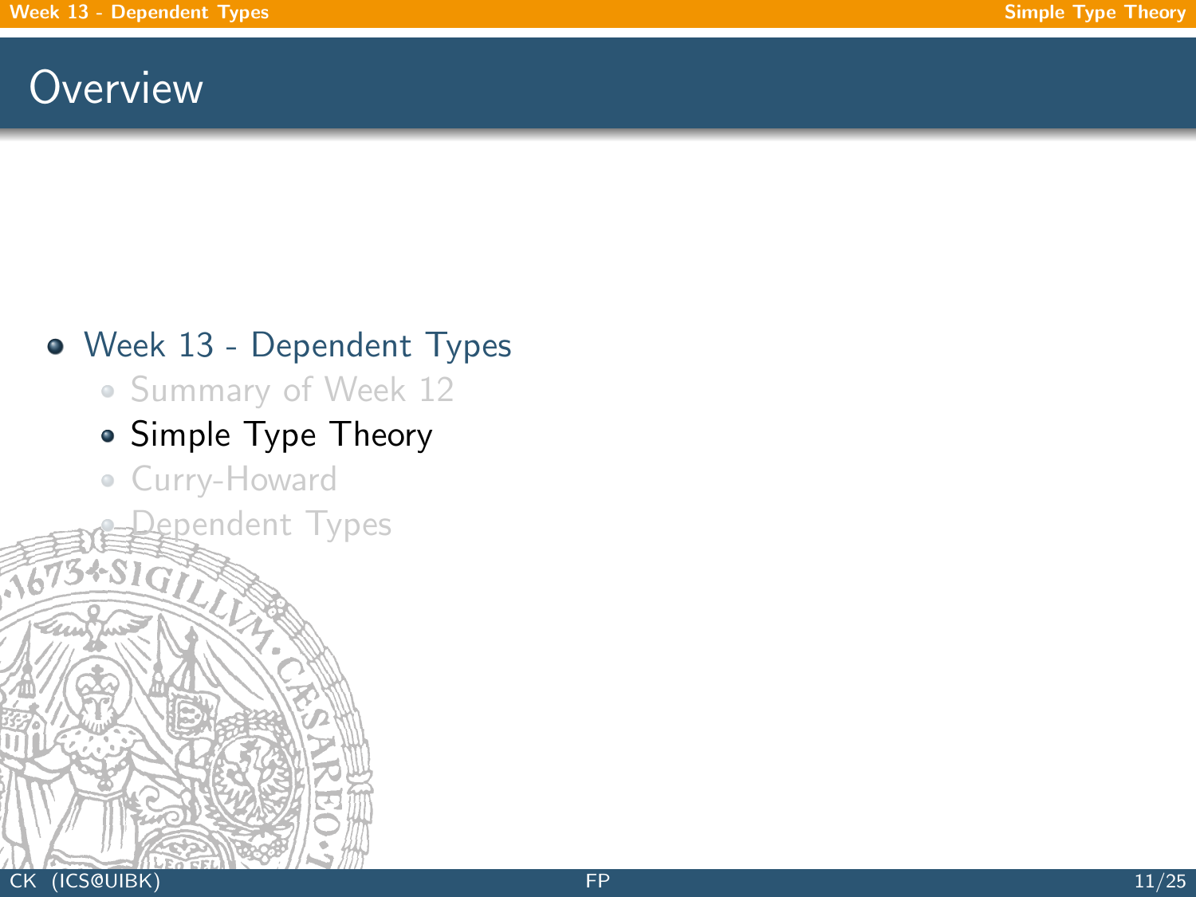# Overview

- Week 13 - Dependent Types
  - Summary of Week 12
  - Simple Type Theory
  - Curry-Howard
  - Dependent Types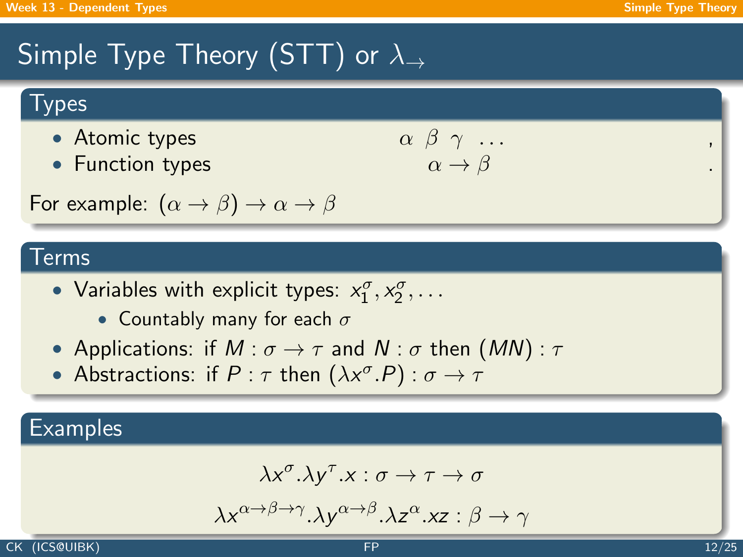# Simple Type Theory (STT) or $\lambda_\rightarrow$

## Types

- Atomic types $\alpha \;\; \beta \;\; \gamma \;\; \ldots$ ,
- Function types $\alpha \rightarrow \beta$ .

For example: $(\alpha \rightarrow \beta) \rightarrow \alpha \rightarrow \beta$

## Terms

- Variables with explicit types: $x_1^\sigma, x_2^\sigma, \ldots$
  - Countably many for each $\sigma$
- Applications: if $M : \sigma \rightarrow \tau$ and $N : \sigma$ then $(MN) : \tau$
- Abstractions: if $P : \tau$ then $(\lambda x^\sigma . P) : \sigma \rightarrow \tau$

## Examples

$$\lambda x^\sigma . \lambda y^\tau . x : \sigma \rightarrow \tau \rightarrow \sigma$$

$$\lambda x^{\alpha \rightarrow \beta \rightarrow \gamma} . \lambda y^{\alpha \rightarrow \beta} . \lambda z^\alpha . xz : \beta \rightarrow \gamma$$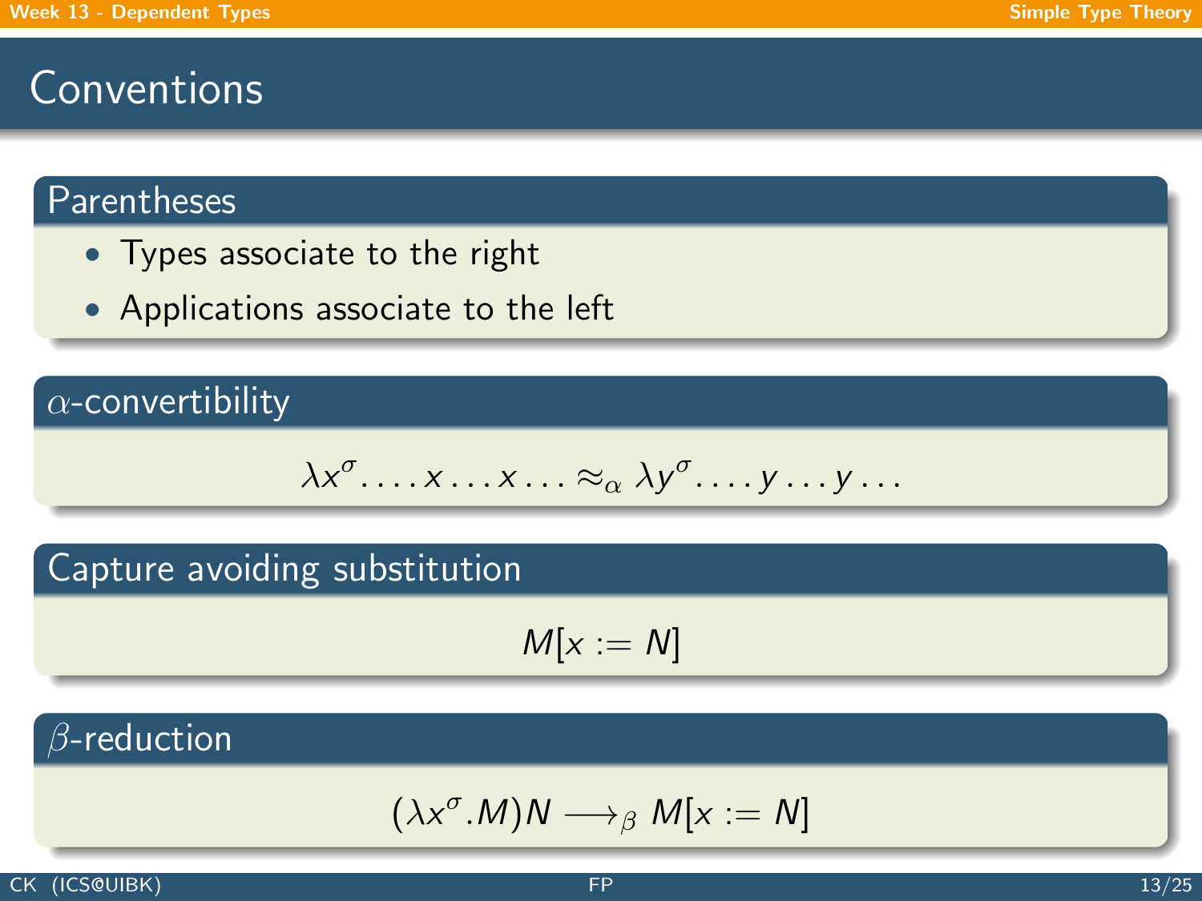# Conventions

## Parentheses

- Types associate to the right
- Applications associate to the left

## $\alpha$-convertibility

$$\lambda x^{\sigma}. \ldots x \ldots x \ldots \approx_{\alpha} \lambda y^{\sigma}. \ldots y \ldots y \ldots$$

## Capture avoiding substitution

$$M[x := N]$$

## $\beta$-reduction

$$(\lambda x^{\sigma}.M)N \longrightarrow_{\beta} M[x := N]$$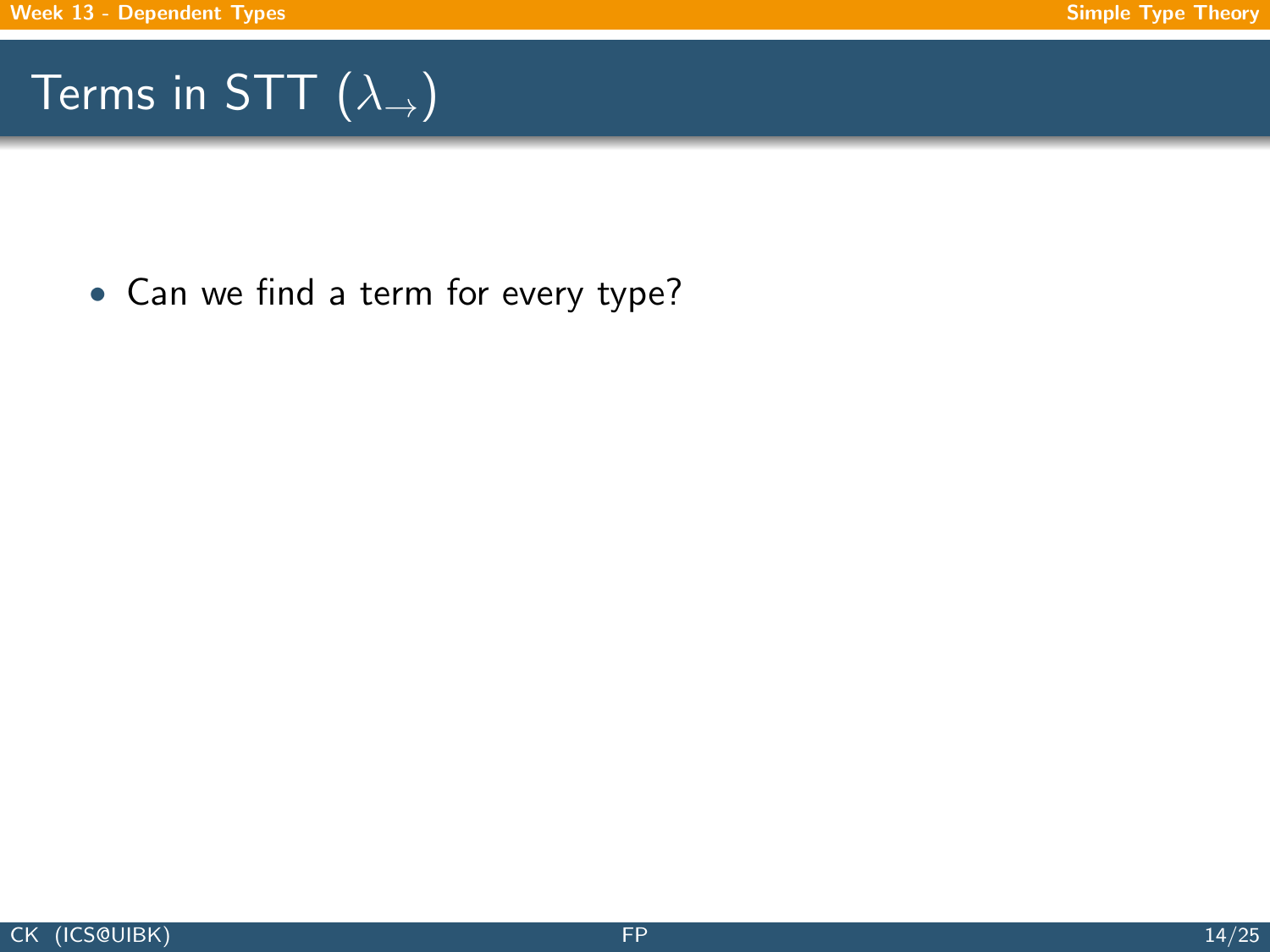# Terms in STT ($\lambda_{\to}$)

- Can we find a term for every type?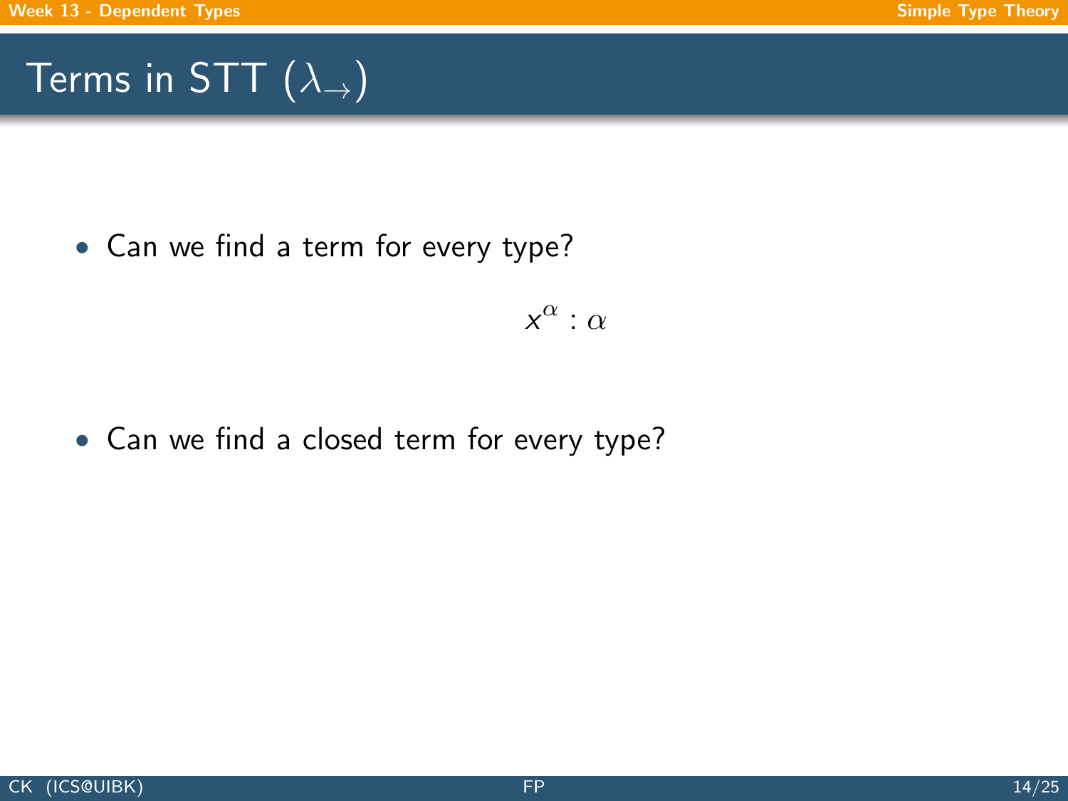## Terms in STT ($\lambda_{\rightarrow}$)

- Can we find a term for every type?

$$x^{\alpha} : \alpha$$

- Can we find a closed term for every type?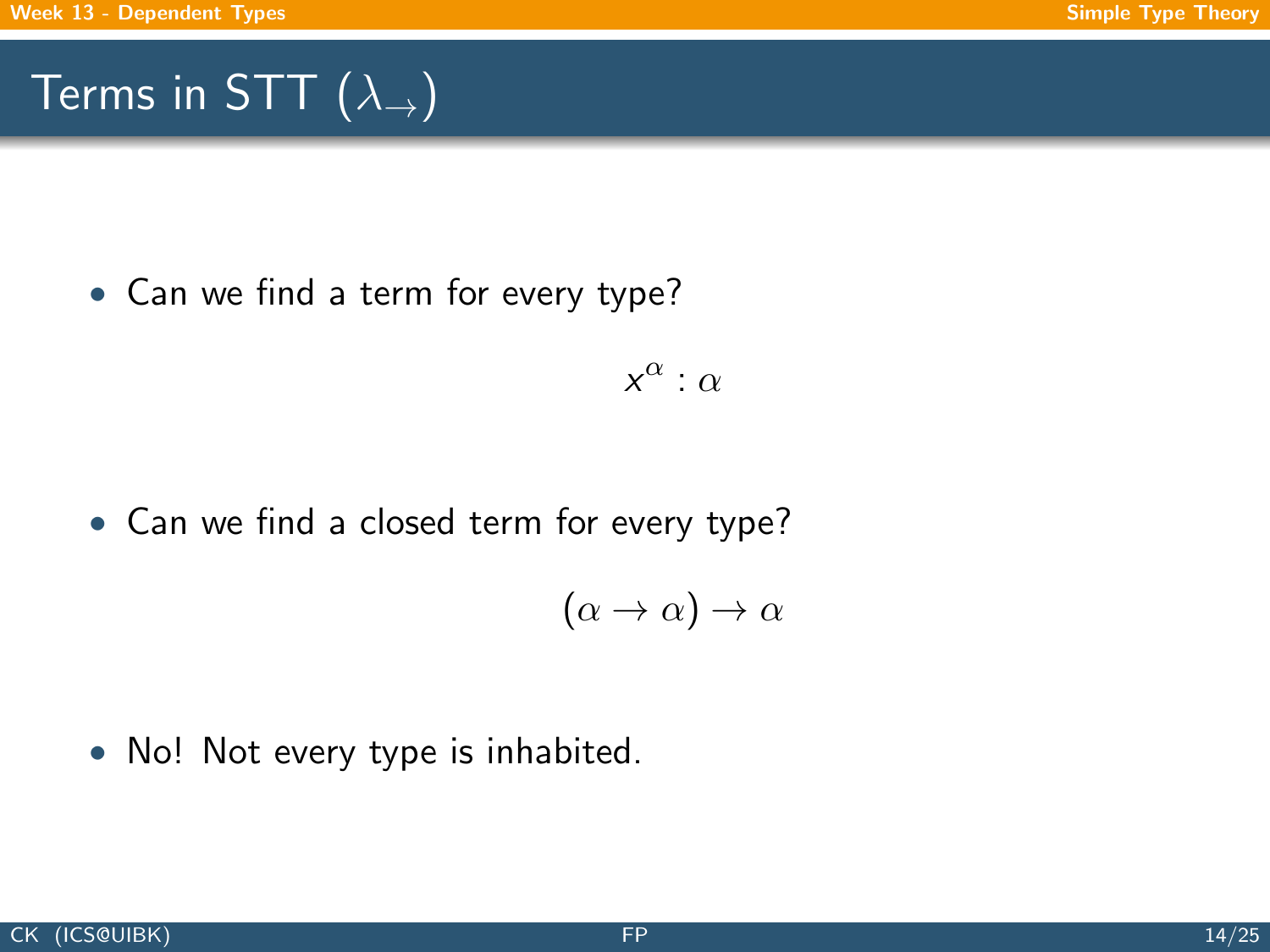# Terms in STT ($\lambda_{\to}$)

- Can we find a term for every type?

$$x^{\alpha} : \alpha$$

- Can we find a closed term for every type?

$$(\alpha \to \alpha) \to \alpha$$

- No! Not every type is inhabited.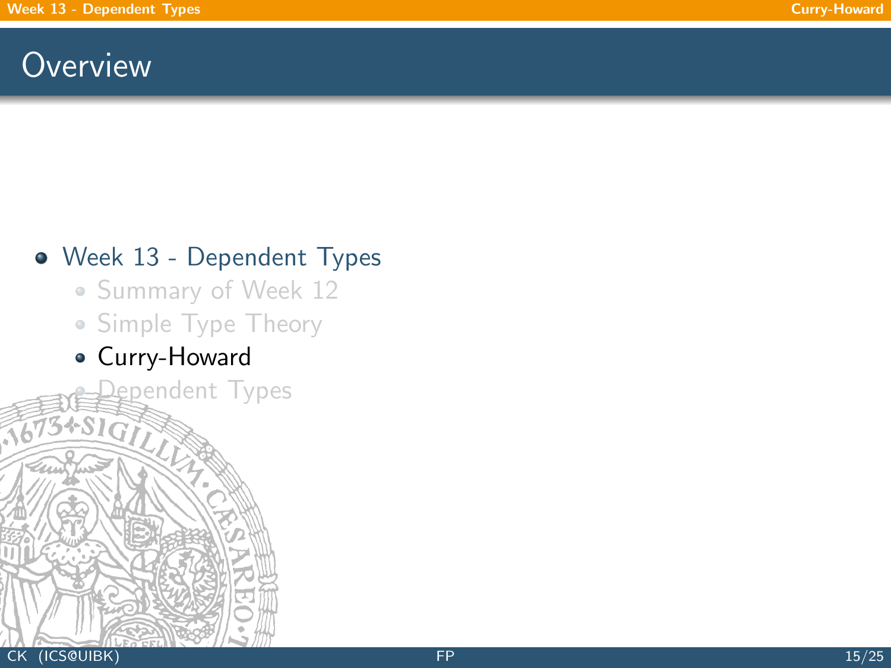# Overview

- Week 13 - Dependent Types
  - Summary of Week 12
  - Simple Type Theory
  - Curry-Howard
  - Dependent Types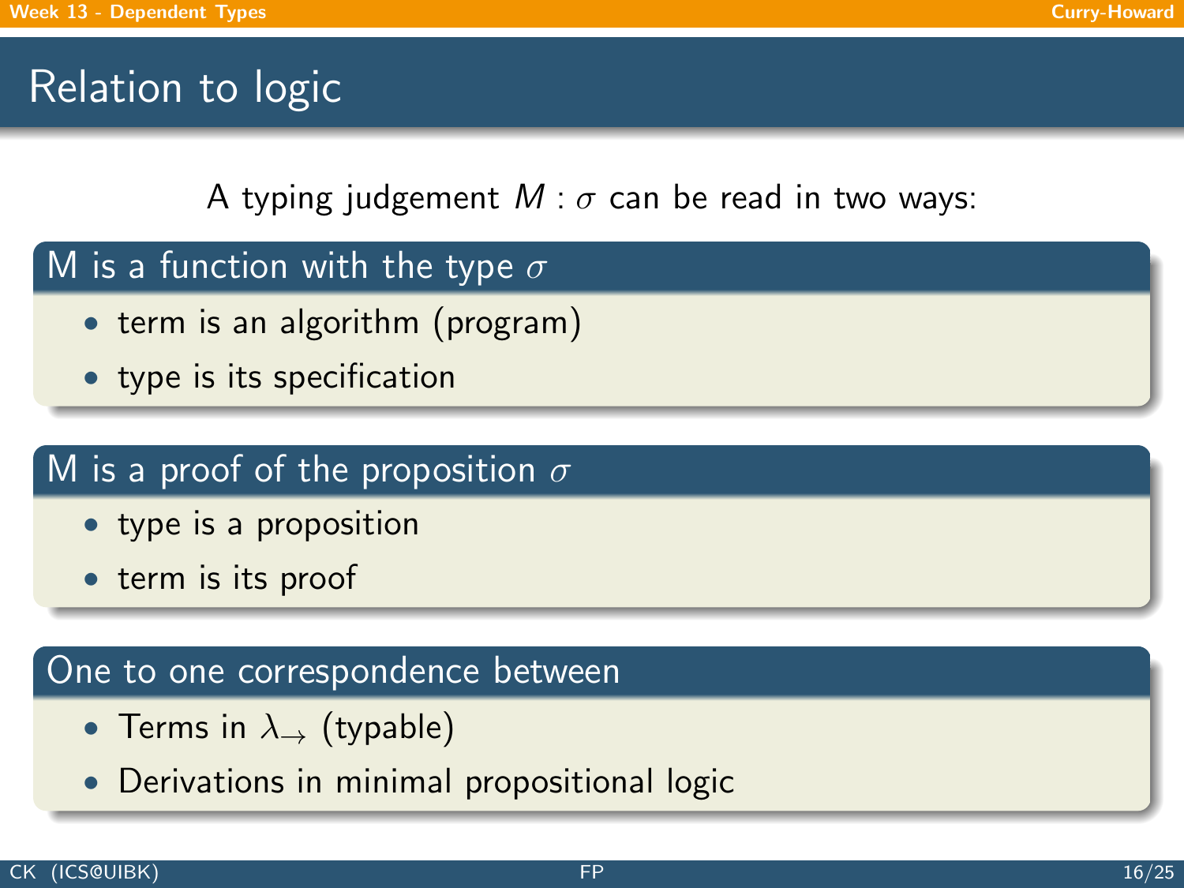# Relation to logic

A typing judgement $M : \sigma$ can be read in two ways:

### M is a function with the type $\sigma$

- term is an algorithm (program)
- type is its specification

### M is a proof of the proposition $\sigma$

- type is a proposition
- term is its proof

### One to one correspondence between

- Terms in $\lambda_{\rightarrow}$ (typable)
- Derivations in minimal propositional logic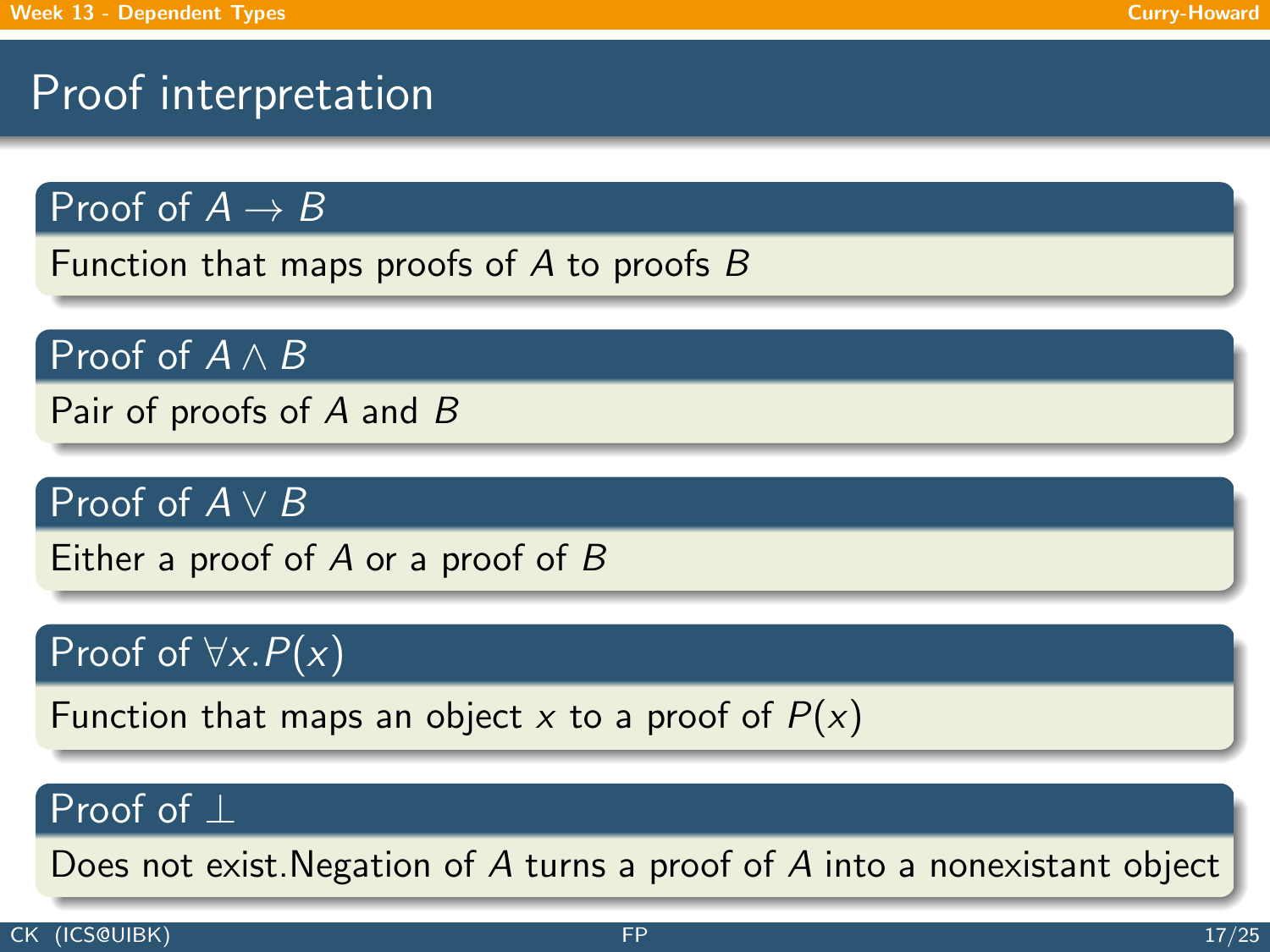# Proof interpretation

### Proof of $A \to B$

Function that maps proofs of $A$ to proofs $B$

### Proof of $A \wedge B$

Pair of proofs of $A$ and $B$

### Proof of $A \vee B$

Either a proof of $A$ or a proof of $B$

### Proof of $\forall x.P(x)$

Function that maps an object $x$ to a proof of $P(x)$

### Proof of $\bot$

Does not exist.Negation of $A$ turns a proof of $A$ into a nonexistant object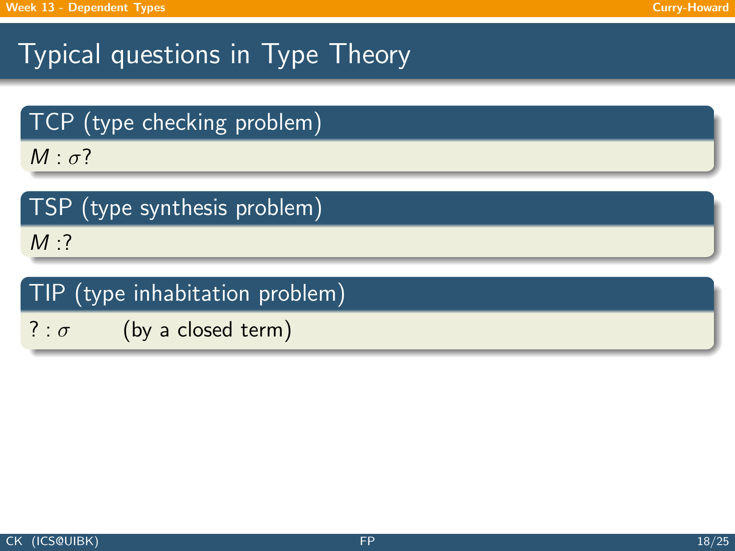# Typical questions in Type Theory

### TCP (type checking problem)

$M : \sigma$?

### TSP (type synthesis problem)

$M :?$

### TIP (type inhabitation problem)

$? : \sigma$ (by a closed term)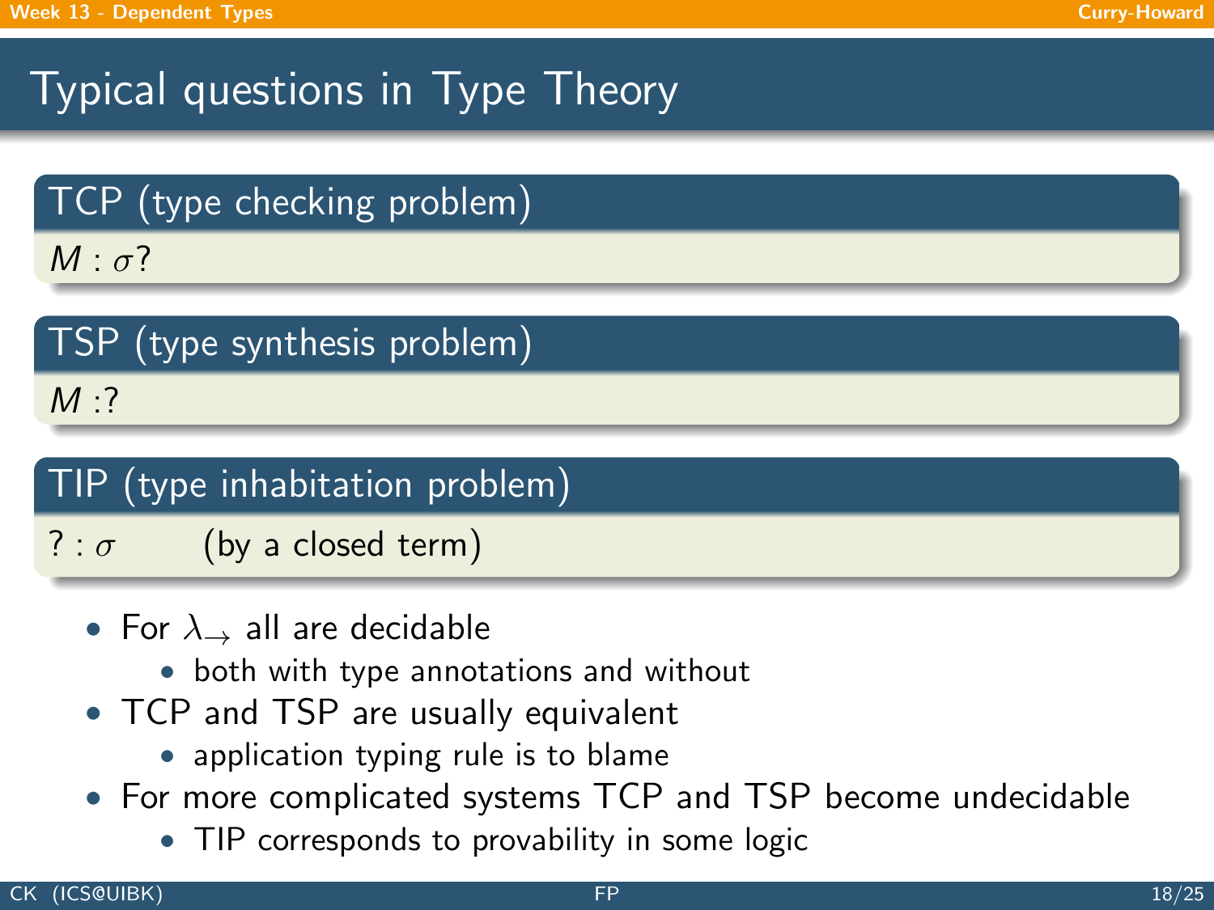# Typical questions in Type Theory

### TCP (type checking problem)

$M : \sigma$?

### TSP (type synthesis problem)

$M :?$

### TIP (type inhabitation problem)

$? : \sigma$ (by a closed term)

- For $\lambda_{\rightarrow}$ all are decidable
  - both with type annotations and without
- TCP and TSP are usually equivalent
  - application typing rule is to blame
- For more complicated systems TCP and TSP become undecidable
  - TIP corresponds to provability in some logic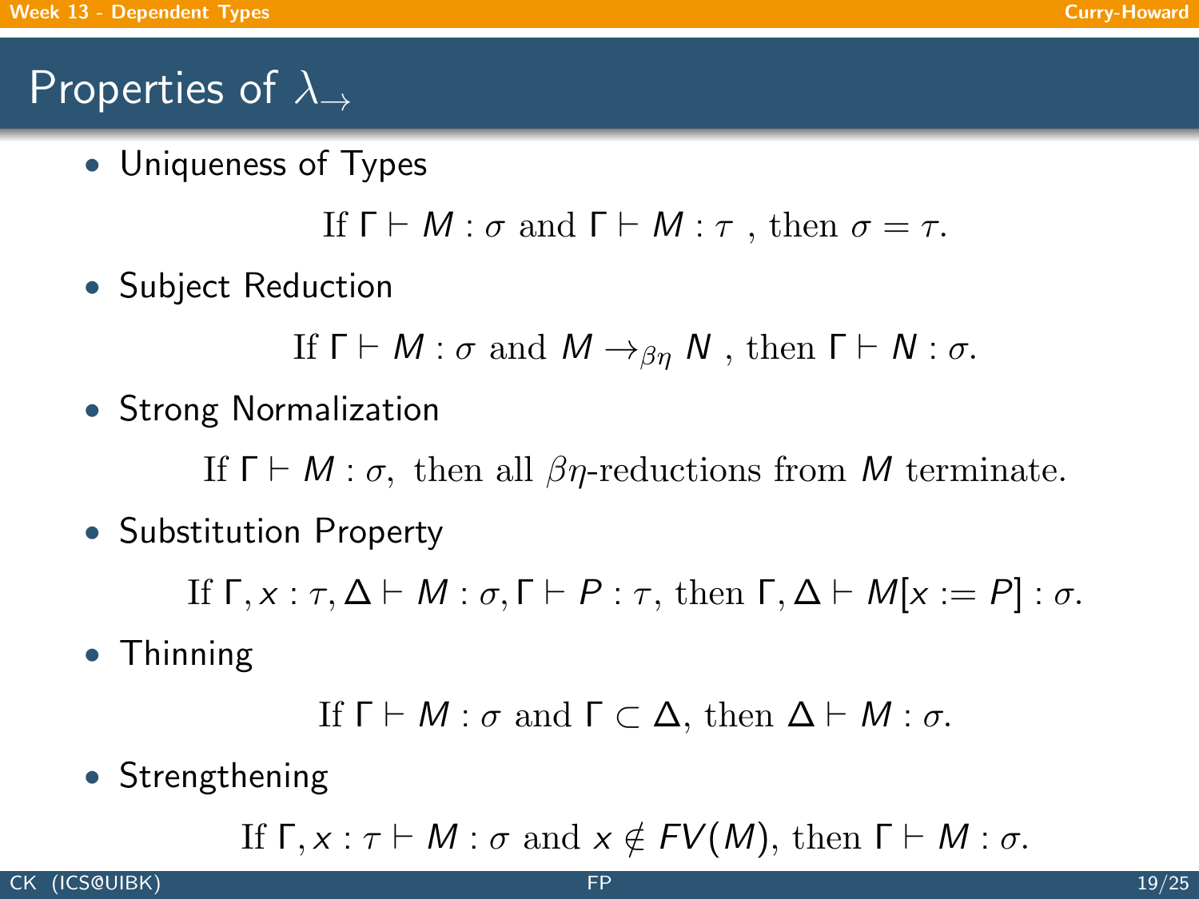# Properties of $\lambda_\rightarrow$

- Uniqueness of Types

$$\text{If } \Gamma \vdash M : \sigma \text{ and } \Gamma \vdash M : \tau \text{ , then } \sigma = \tau.$$

- Subject Reduction

$$\text{If } \Gamma \vdash M : \sigma \text{ and } M \rightarrow_{\beta\eta} N \text{ , then } \Gamma \vdash N : \sigma.$$

- Strong Normalization

$$\text{If } \Gamma \vdash M : \sigma, \text{ then all } \beta\eta\text{-reductions from } M \text{ terminate.}$$

- Substitution Property

$$\text{If } \Gamma, x : \tau, \Delta \vdash M : \sigma, \Gamma \vdash P : \tau, \text{ then } \Gamma, \Delta \vdash M[x := P] : \sigma.$$

- Thinning

$$\text{If } \Gamma \vdash M : \sigma \text{ and } \Gamma \subset \Delta, \text{ then } \Delta \vdash M : \sigma.$$

- Strengthening

$$\text{If } \Gamma, x : \tau \vdash M : \sigma \text{ and } x \notin FV(M), \text{ then } \Gamma \vdash M : \sigma.$$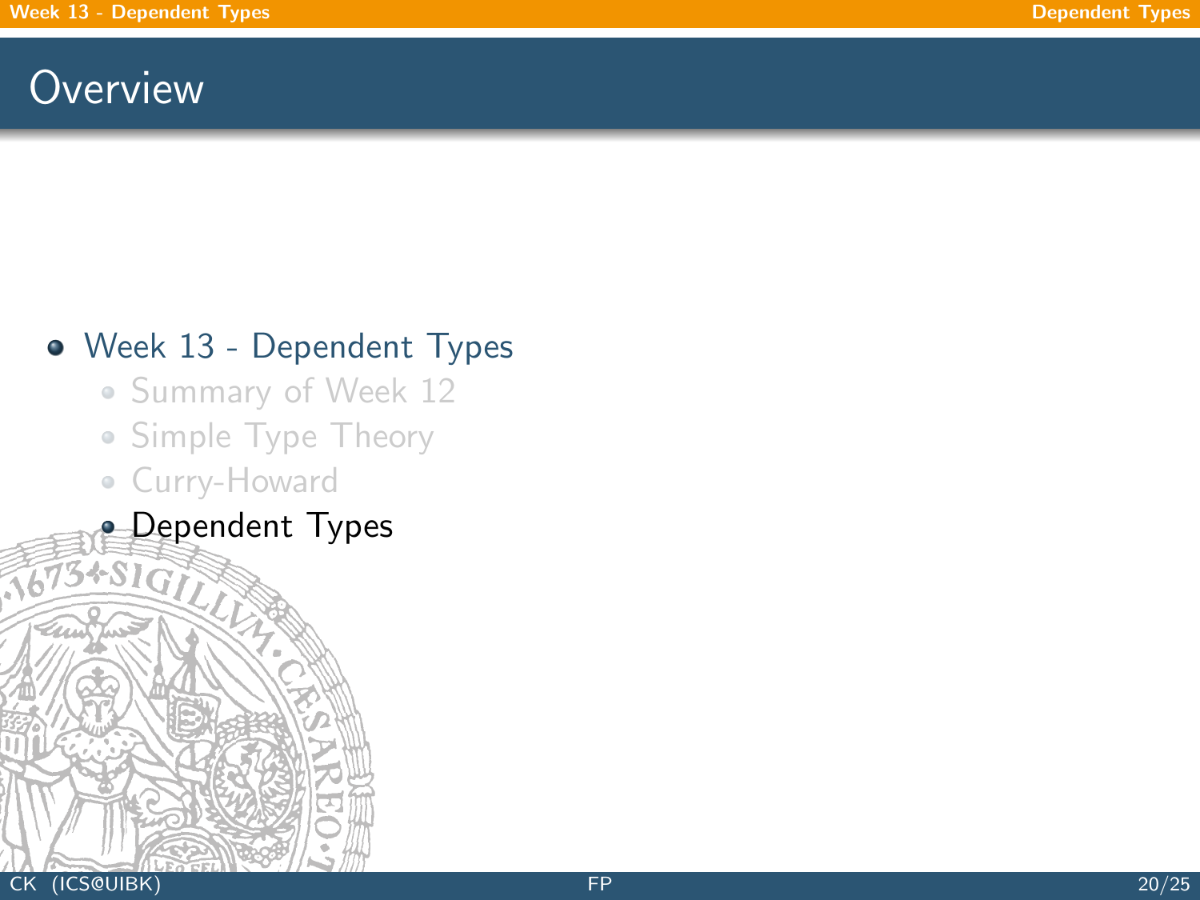# Overview

- Week 13 - Dependent Types
  - Summary of Week 12
  - Simple Type Theory
  - Curry-Howard
  - Dependent Types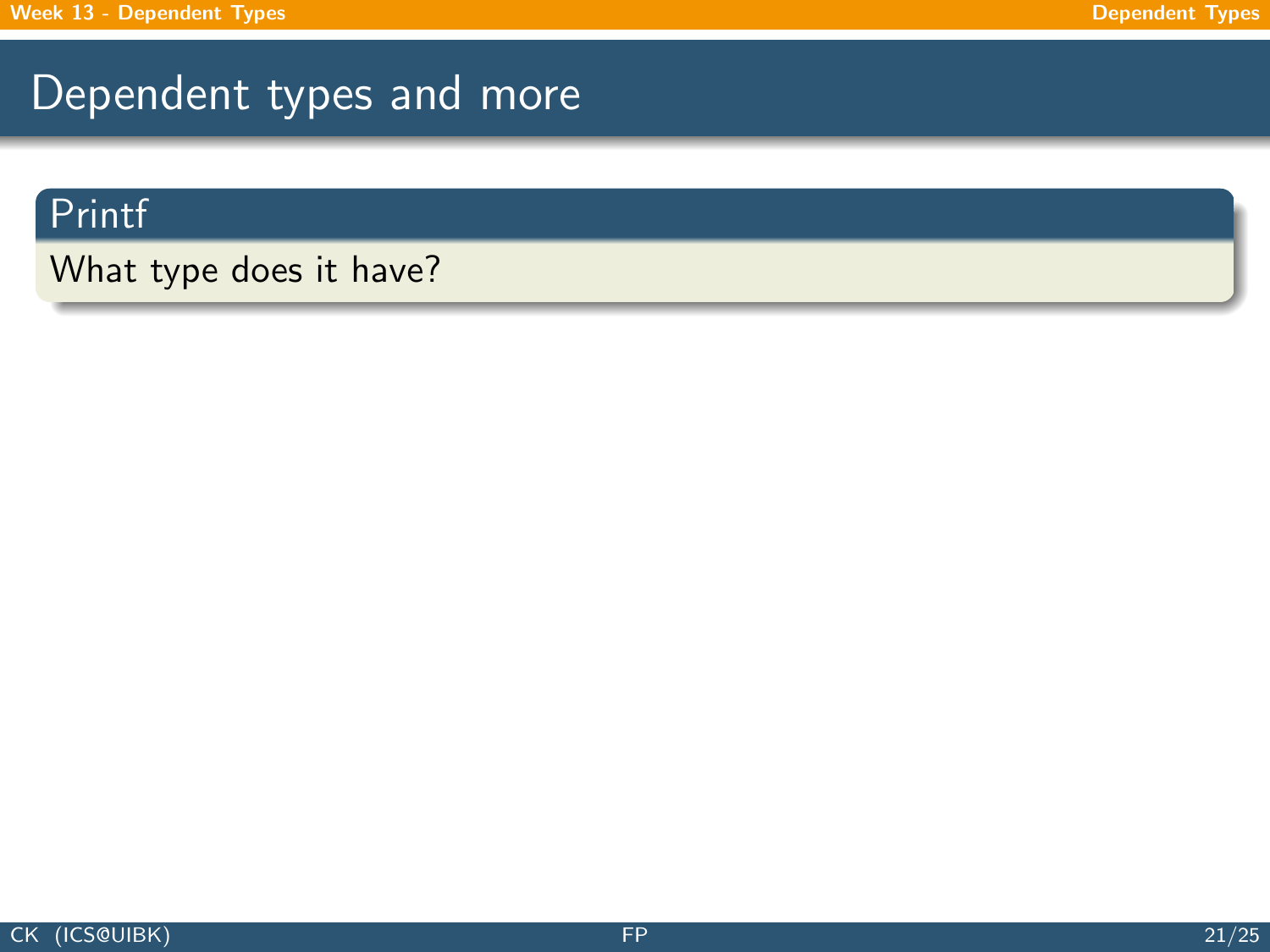# Dependent types and more

## Printf

What type does it have?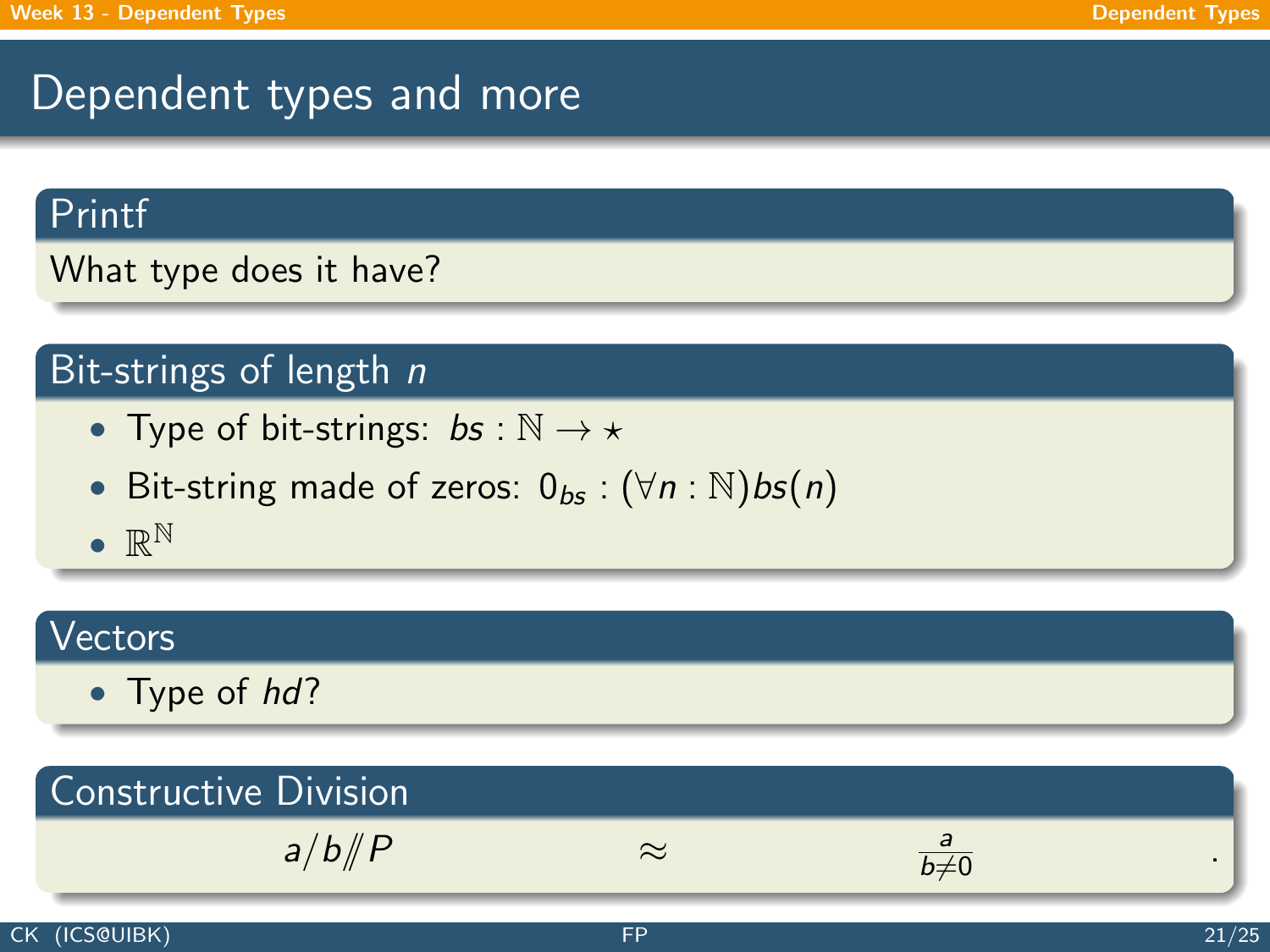# Dependent types and more

## Printf

What type does it have?

## Bit-strings of length $n$

- Type of bit-strings: $bs : \mathbb{N} \to \star$
- Bit-string made of zeros: $0_{bs} : (\forall n : \mathbb{N}) bs(n)$
- $\mathbb{R}^{\mathbb{N}}$

## Vectors

- Type of $hd$?

## Constructive Division

$$a/b /\!\!/ P \qquad \approx \qquad \frac{a}{b \neq 0}.$$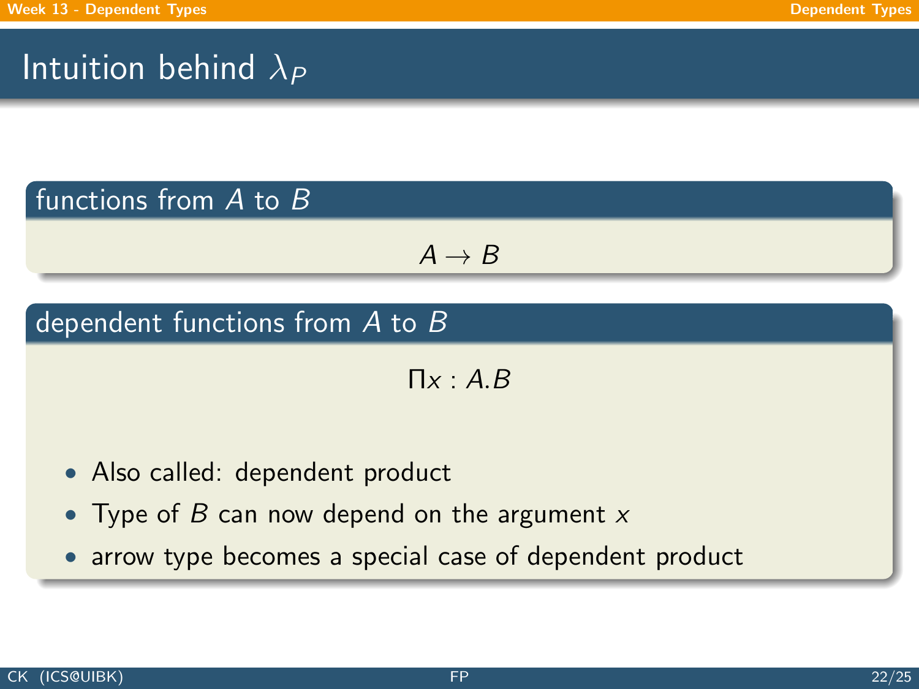# Intuition behind $\lambda_P$

### functions from $A$ to $B$

$$A \to B$$

### dependent functions from $A$ to $B$

$$\Pi x : A.B$$

- Also called: dependent product
- Type of $B$ can now depend on the argument $x$
- arrow type becomes a special case of dependent product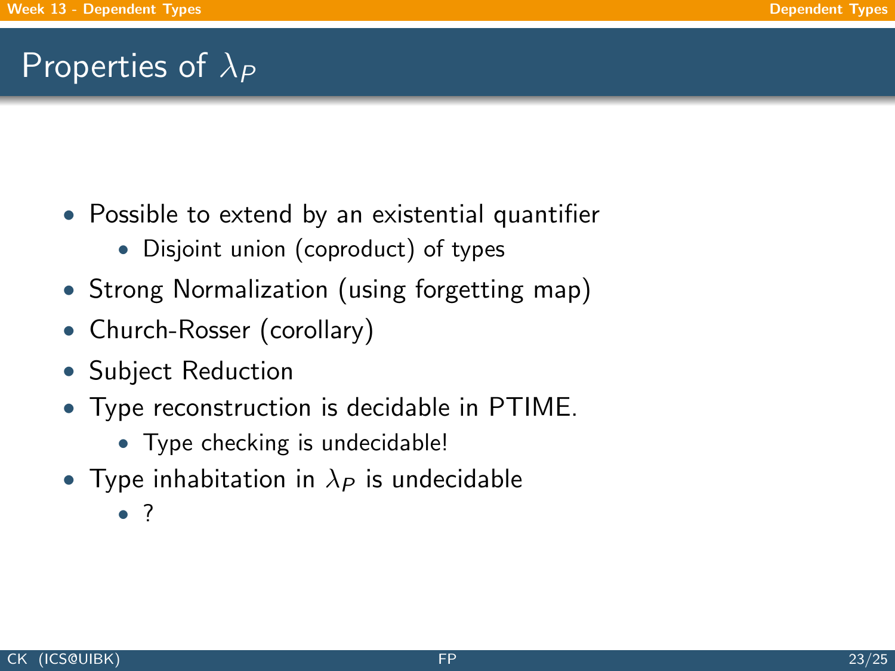# Properties of $\lambda_P$

- Possible to extend by an existential quantifier
  - Disjoint union (coproduct) of types
- Strong Normalization (using forgetting map)
- Church-Rosser (corollary)
- Subject Reduction
- Type reconstruction is decidable in PTIME.
  - Type checking is undecidable!
- Type inhabitation in $\lambda_P$ is undecidable
  - ?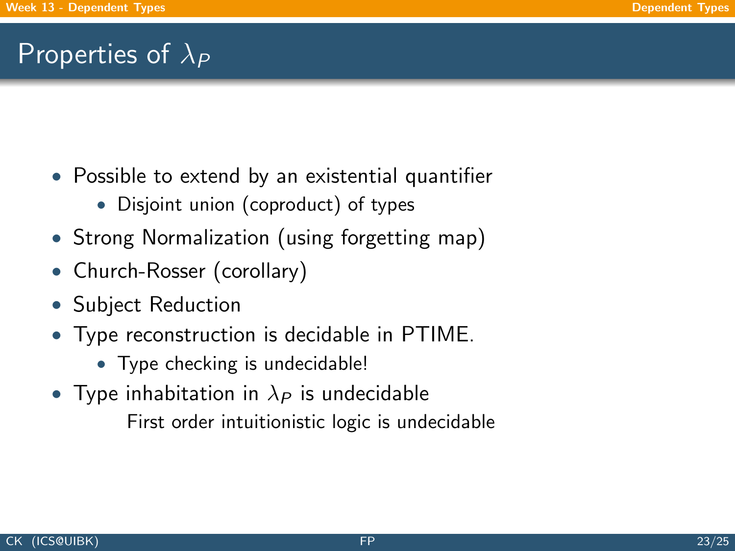# Properties of $\lambda_P$

- Possible to extend by an existential quantifier
  - Disjoint union (coproduct) of types
- Strong Normalization (using forgetting map)
- Church-Rosser (corollary)
- Subject Reduction
- Type reconstruction is decidable in PTIME.
  - Type checking is undecidable!
- Type inhabitation in $\lambda_P$ is undecidable

  First order intuitionistic logic is undecidable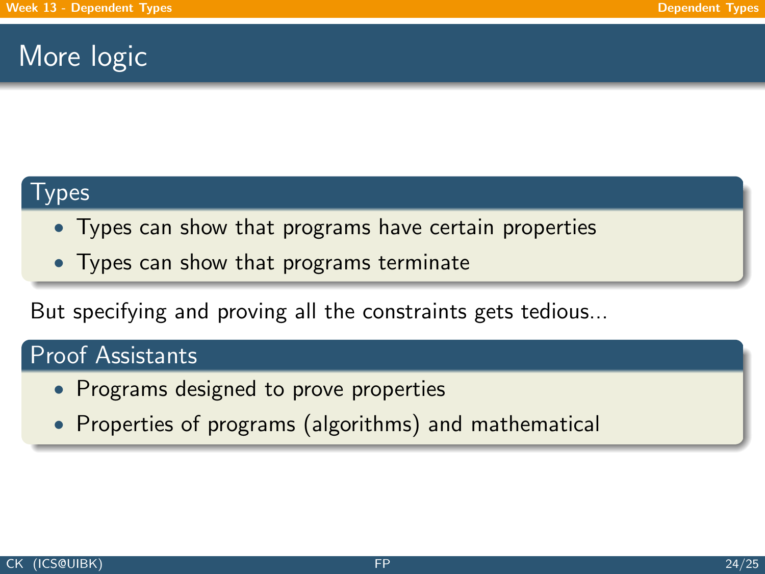# More logic

## Types

- Types can show that programs have certain properties
- Types can show that programs terminate

But specifying and proving all the constraints gets tedious...

## Proof Assistants

- Programs designed to prove properties
- Properties of programs (algorithms) and mathematical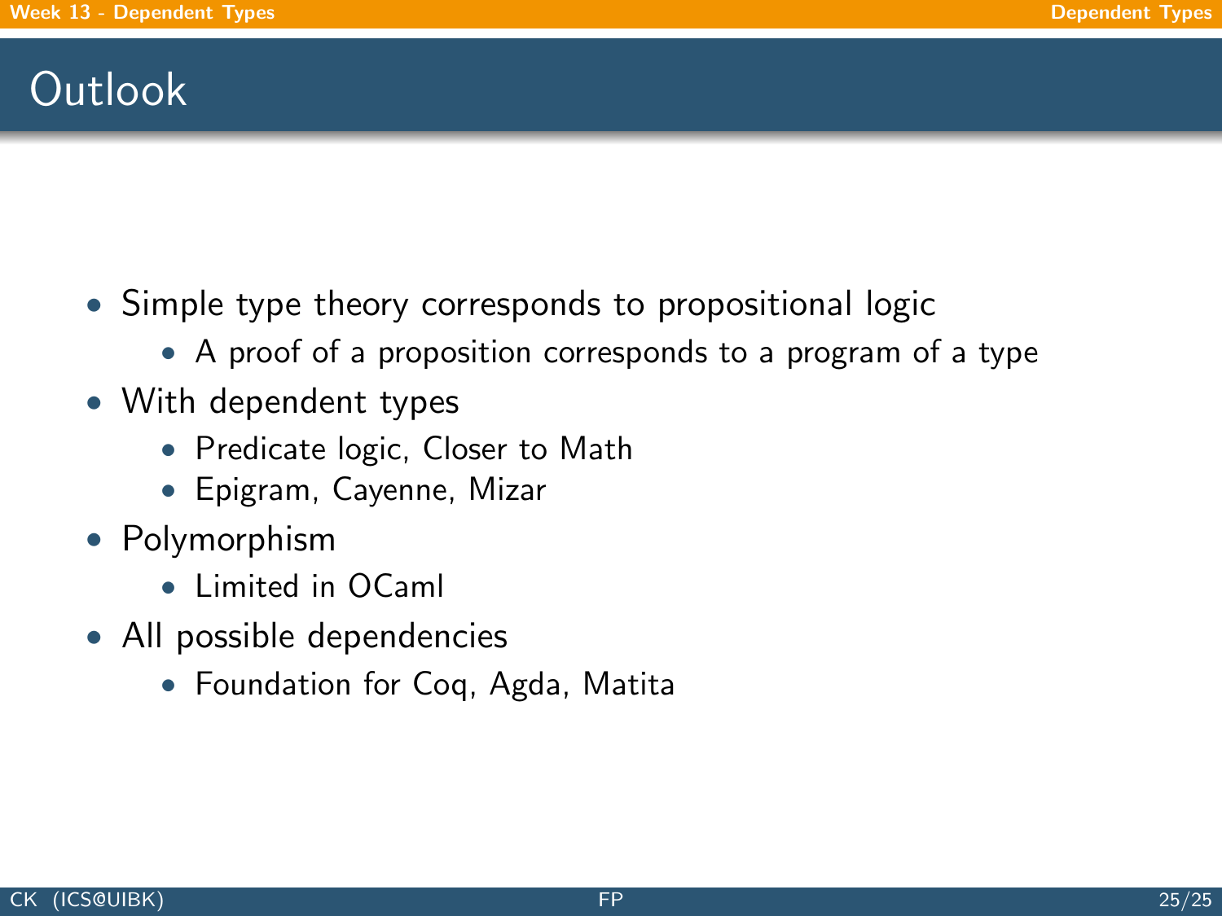# Outlook

- Simple type theory corresponds to propositional logic
  - A proof of a proposition corresponds to a program of a type
- With dependent types
  - Predicate logic, Closer to Math
  - Epigram, Cayenne, Mizar
- Polymorphism
  - Limited in OCaml
- All possible dependencies
  - Foundation for Coq, Agda, Matita